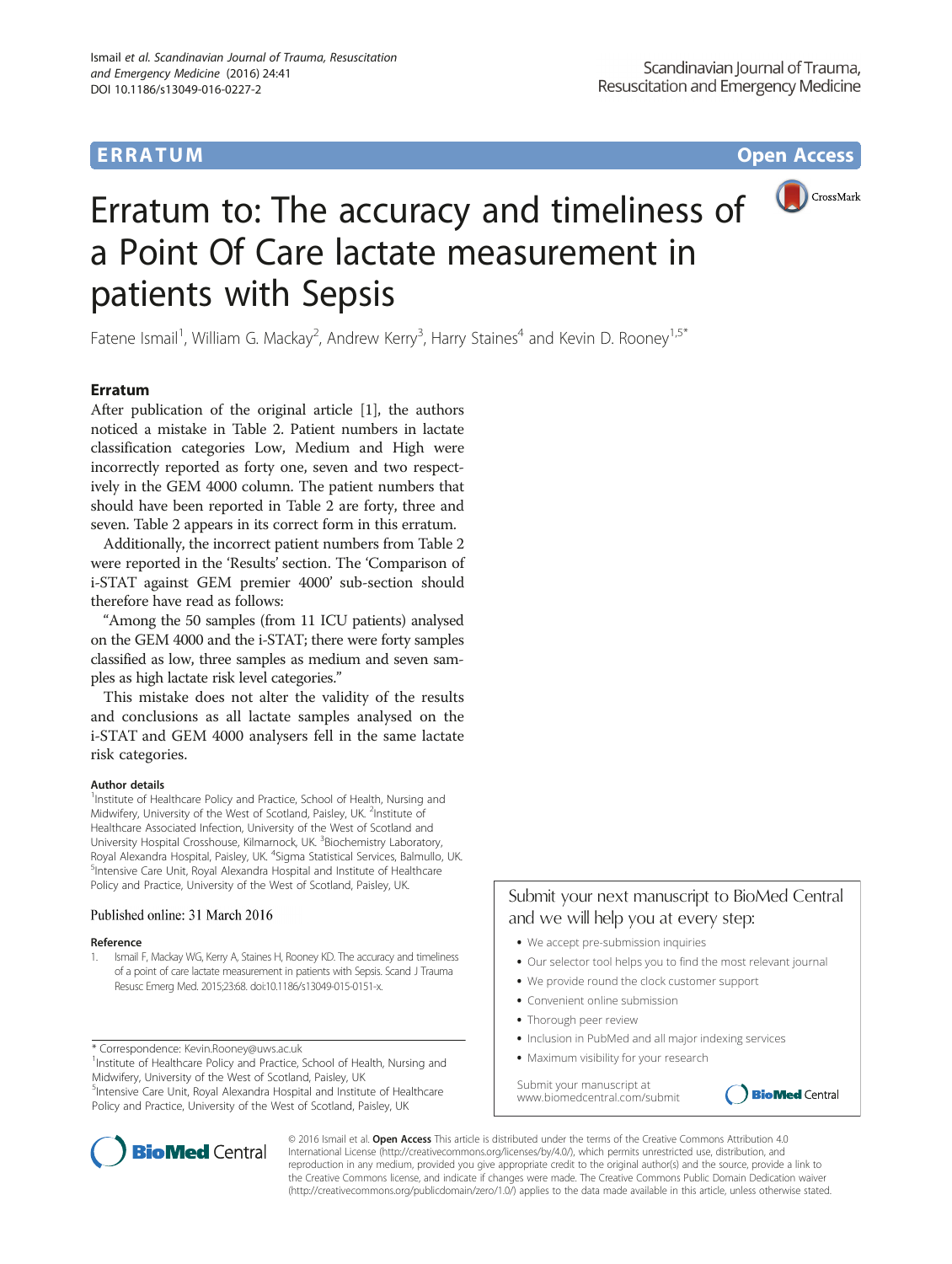ERRATUM

Open Access

# Erratum to: The accuracy and timeliness of a Point Of Care lactate measurement in patients with Sepsis

Fatene Ismail[1], William G. Mackay[2], Andrew Kerry[3], Harry Staines[4] and Kevin D. Rooney[1,5*]

## Erratum

After publication of the original article [1], the authors noticed a mistake in Table 2. Patient numbers in lactate classification categories Low, Medium and High were incorrectly reported as forty one, seven and two respectively in the GEM 4000 column. The patient numbers that should have been reported in Table 2 are forty, three and seven. Table 2 appears in its correct form in this erratum.

Additionally, the incorrect patient numbers from Table 2 were reported in the 'Results' section. The 'Comparison of i-STAT against GEM premier 4000' sub-section should therefore have read as follows:

"Among the 50 samples (from 11 ICU patients) analysed on the GEM 4000 and the i-STAT; there were forty samples classified as low, three samples as medium and seven samples as high lactate risk level categories."

This mistake does not alter the validity of the results and conclusions as all lactate samples analysed on the i-STAT and GEM 4000 analysers fell in the same lactate risk categories.

### Author details

[1]Institute of Healthcare Policy and Practice, School of Health, Nursing and Midwifery, University of the West of Scotland, Paisley, UK. [2]Institute of Healthcare Associated Infection, University of the West of Scotland and University Hospital Crosshouse, Kilmarnock, UK. [3]Biochemistry Laboratory, Royal Alexandra Hospital, Paisley, UK. [4]Sigma Statistical Services, Balmullo, UK. [5]Intensive Care Unit, Royal Alexandra Hospital and Institute of Healthcare Policy and Practice, University of the West of Scotland, Paisley, UK.

Published online: 31 March 2016

### Reference

1. Ismail F, Mackay WG, Kerry A, Staines H, Rooney KD. The accuracy and timeliness of a point of care lactate measurement in patients with Sepsis. Scand J Trauma Resusc Emerg Med. 2015;23:68. doi:10.1186/s13049-015-0151-x.

\* Correspondence: Kevin.Rooney@uws.ac.uk

[1]Institute of Healthcare Policy and Practice, School of Health, Nursing and Midwifery, University of the West of Scotland, Paisley, UK

[5]Intensive Care Unit, Royal Alexandra Hospital and Institute of Healthcare Policy and Practice, University of the West of Scotland, Paisley, UK

© 2016 Ismail et al. **Open Access** This article is distributed under the terms of the Creative Commons Attribution 4.0 International License (http://creativecommons.org/licenses/by/4.0/), which permits unrestricted use, distribution, and reproduction in any medium, provided you give appropriate credit to the original author(s) and the source, provide a link to the Creative Commons license, and indicate if changes were made. The Creative Commons Public Domain Dedication waiver (http://creativecommons.org/publicdomain/zero/1.0/) applies to the data made available in this article, unless otherwise stated.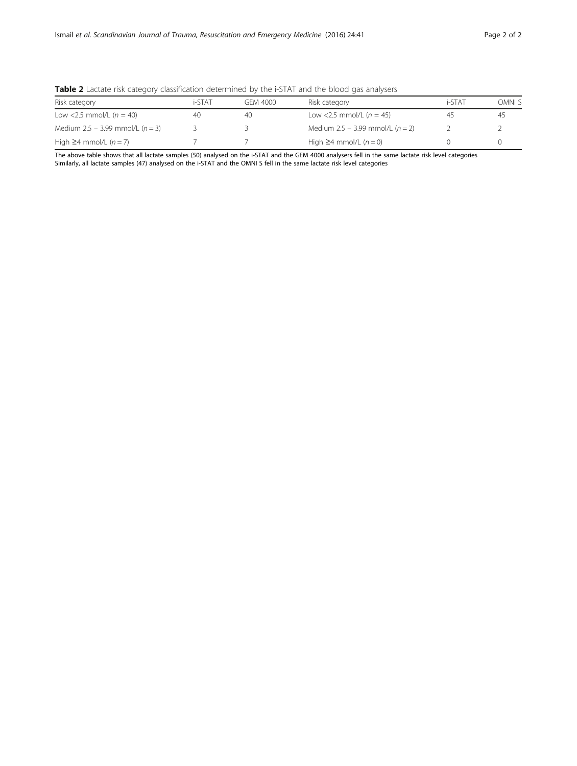**Table 2** Lactate risk category classification determined by the i-STAT and the blood gas analysers

| Risk category | i-STAT | GEM 4000 | Risk category | i-STAT | OMNI S |
|---|---|---|---|---|---|
| Low <2.5 mmol/L (*n* = 40) | 40 | 40 | Low <2.5 mmol/L (*n* = 45) | 45 | 45 |
| Medium 2.5 – 3.99 mmol/L (*n* = 3) | 3 | 3 | Medium 2.5 – 3.99 mmol/L (*n* = 2) | 2 | 2 |
| High ≥4 mmol/L (*n* = 7) | 7 | 7 | High ≥4 mmol/L (*n* = 0) | 0 | 0 |

The above table shows that all lactate samples (50) analysed on the i-STAT and the GEM 4000 analysers fell in the same lactate risk level categories
Similarly, all lactate samples (47) analysed on the i-STAT and the OMNI S fell in the same lactate risk level categories